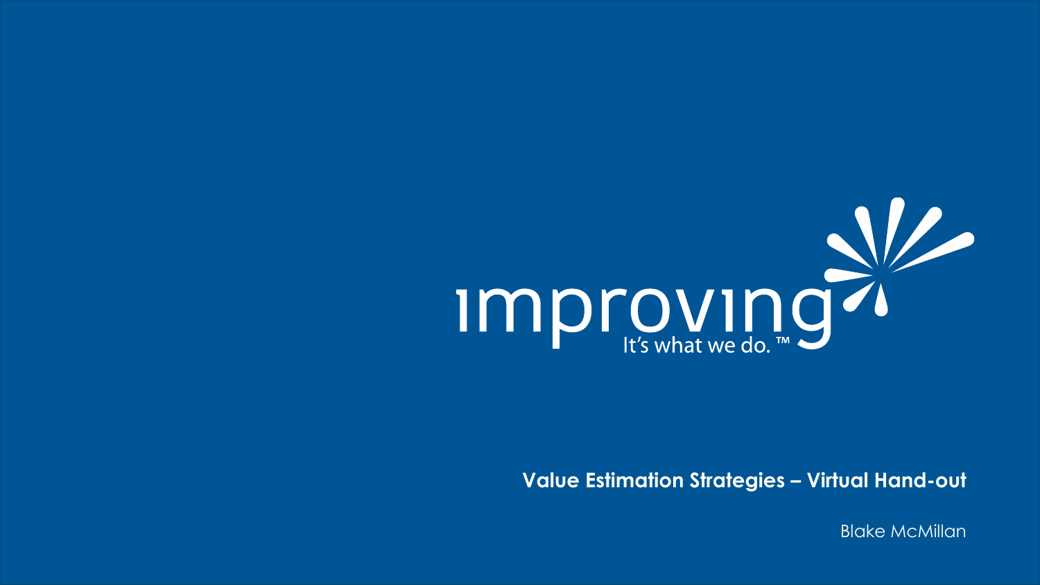improving

It's what we do.™

# Value Estimation Strategies – Virtual Hand-out

Blake McMillan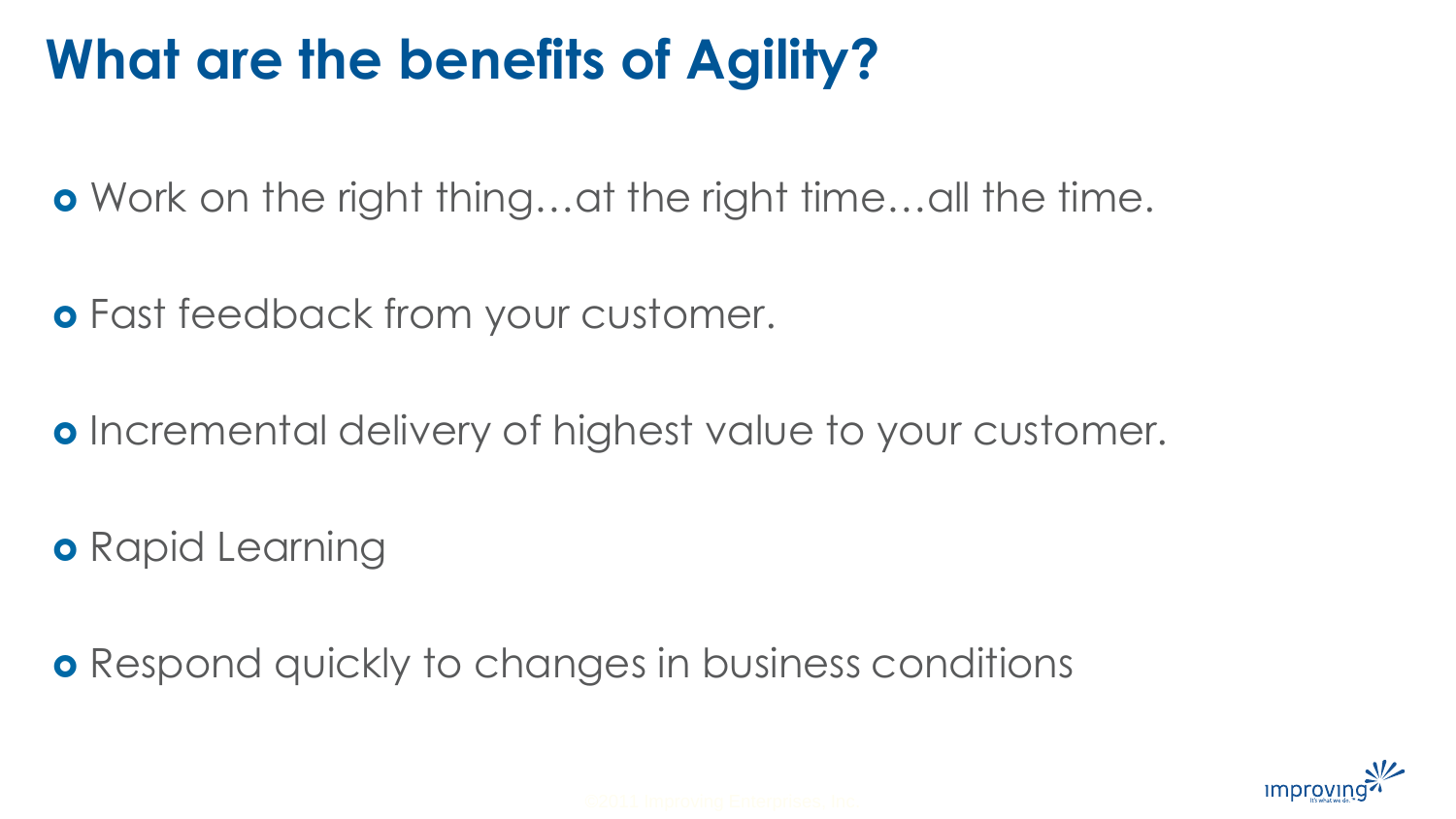# What are the benefits of Agility?

- Work on the right thing…at the right time…all the time.
- Fast feedback from your customer.
- Incremental delivery of highest value to your customer.
- Rapid Learning
- Respond quickly to changes in business conditions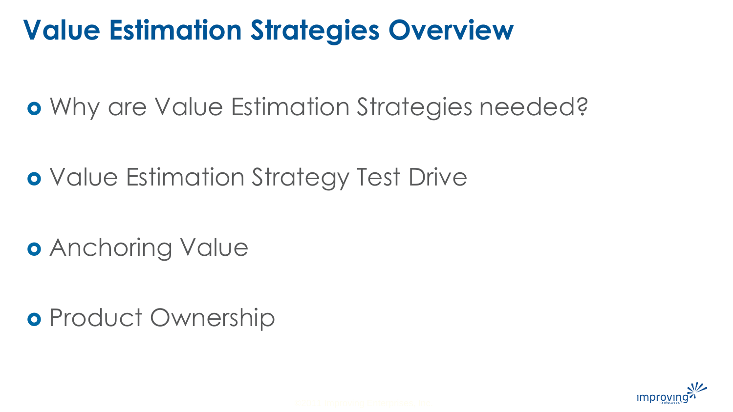# Value Estimation Strategies Overview

- Why are Value Estimation Strategies needed?
- Value Estimation Strategy Test Drive
- Anchoring Value
- Product Ownership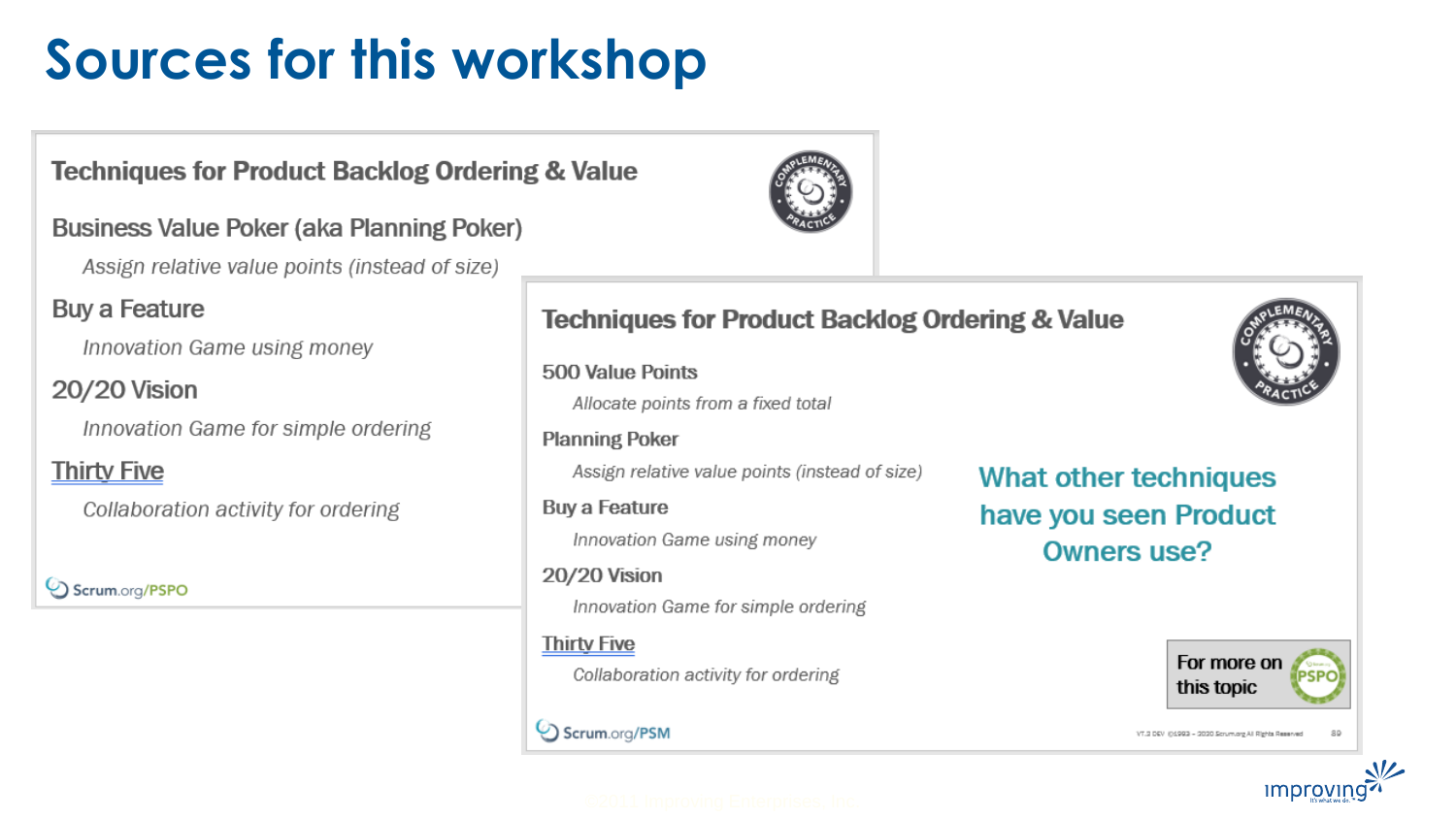# Sources for this workshop

## Techniques for Product Backlog Ordering & Value

**Business Value Poker (aka Planning Poker)**

*Assign relative value points (instead of size)*

**Buy a Feature**

*Innovation Game using money*

**20/20 Vision**

*Innovation Game for simple ordering*

**Thirty Five**

*Collaboration activity for ordering*

Scrum.org/PSPO

## Techniques for Product Backlog Ordering & Value

**500 Value Points**

*Allocate points from a fixed total*

**Planning Poker**

*Assign relative value points (instead of size)*

**Buy a Feature**

*Innovation Game using money*

**20/20 Vision**

*Innovation Game for simple ordering*

**Thirty Five**

*Collaboration activity for ordering*

What other techniques have you seen Product Owners use?

For more on this topic: PSPO

Scrum.org/PSM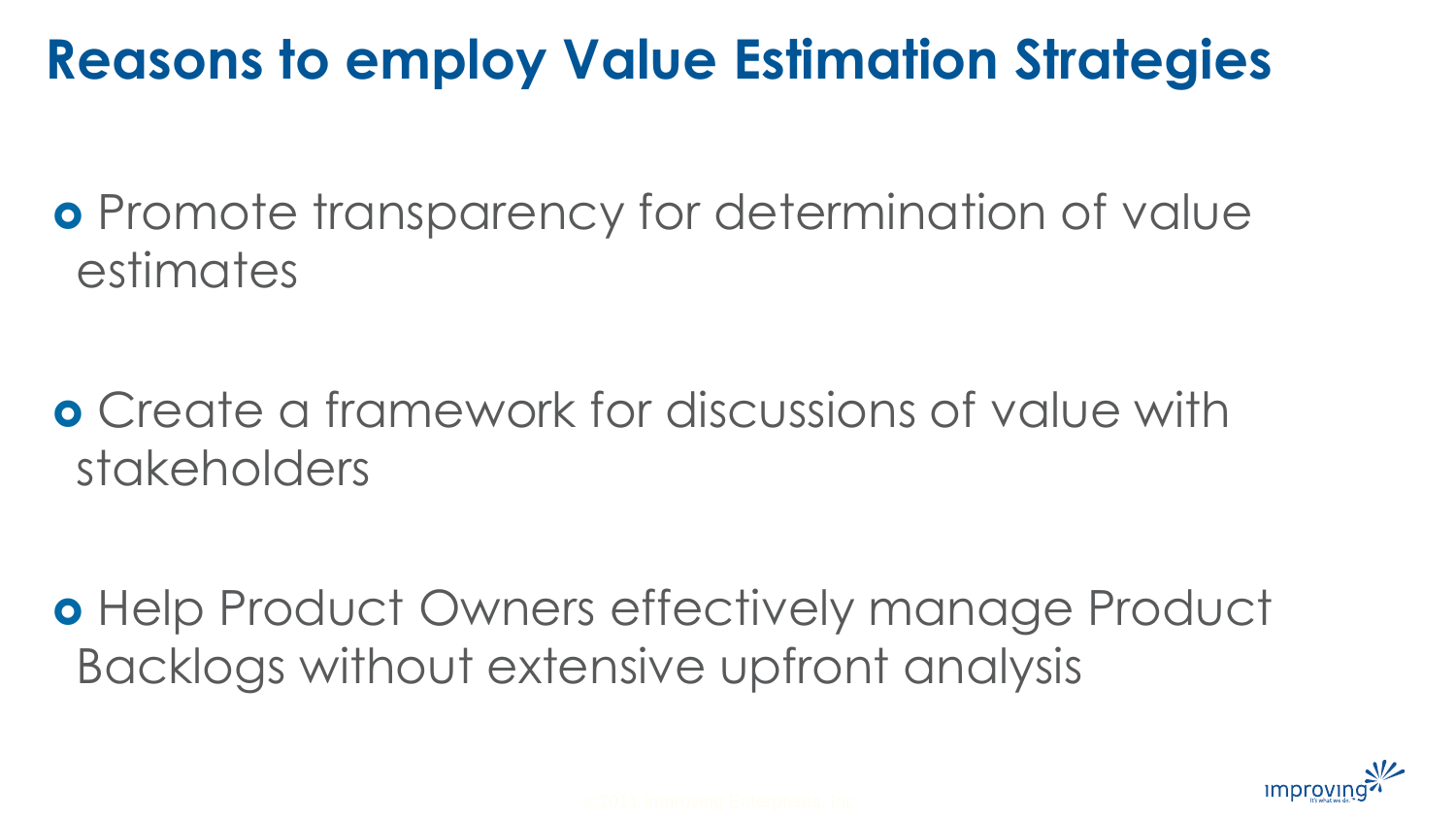# Reasons to employ Value Estimation Strategies

- Promote transparency for determination of value estimates
- Create a framework for discussions of value with stakeholders
- Help Product Owners effectively manage Product Backlogs without extensive upfront analysis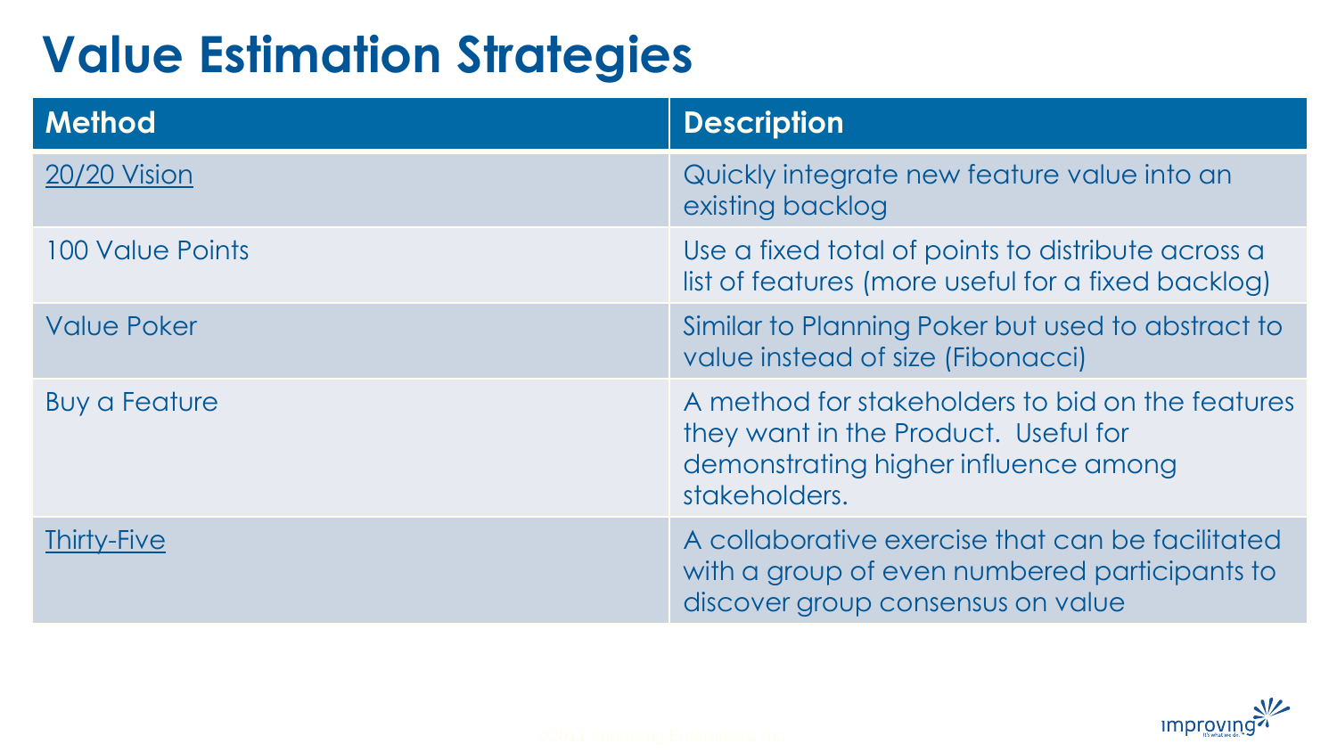# Value Estimation Strategies

| Method | Description |
| --- | --- |
| 20/20 Vision | Quickly integrate new feature value into an existing backlog |
| 100 Value Points | Use a fixed total of points to distribute across a list of features (more useful for a fixed backlog) |
| Value Poker | Similar to Planning Poker but used to abstract to value instead of size (Fibonacci) |
| Buy a Feature | A method for stakeholders to bid on the features they want in the Product. Useful for demonstrating higher influence among stakeholders. |
| Thirty-Five | A collaborative exercise that can be facilitated with a group of even numbered participants to discover group consensus on value |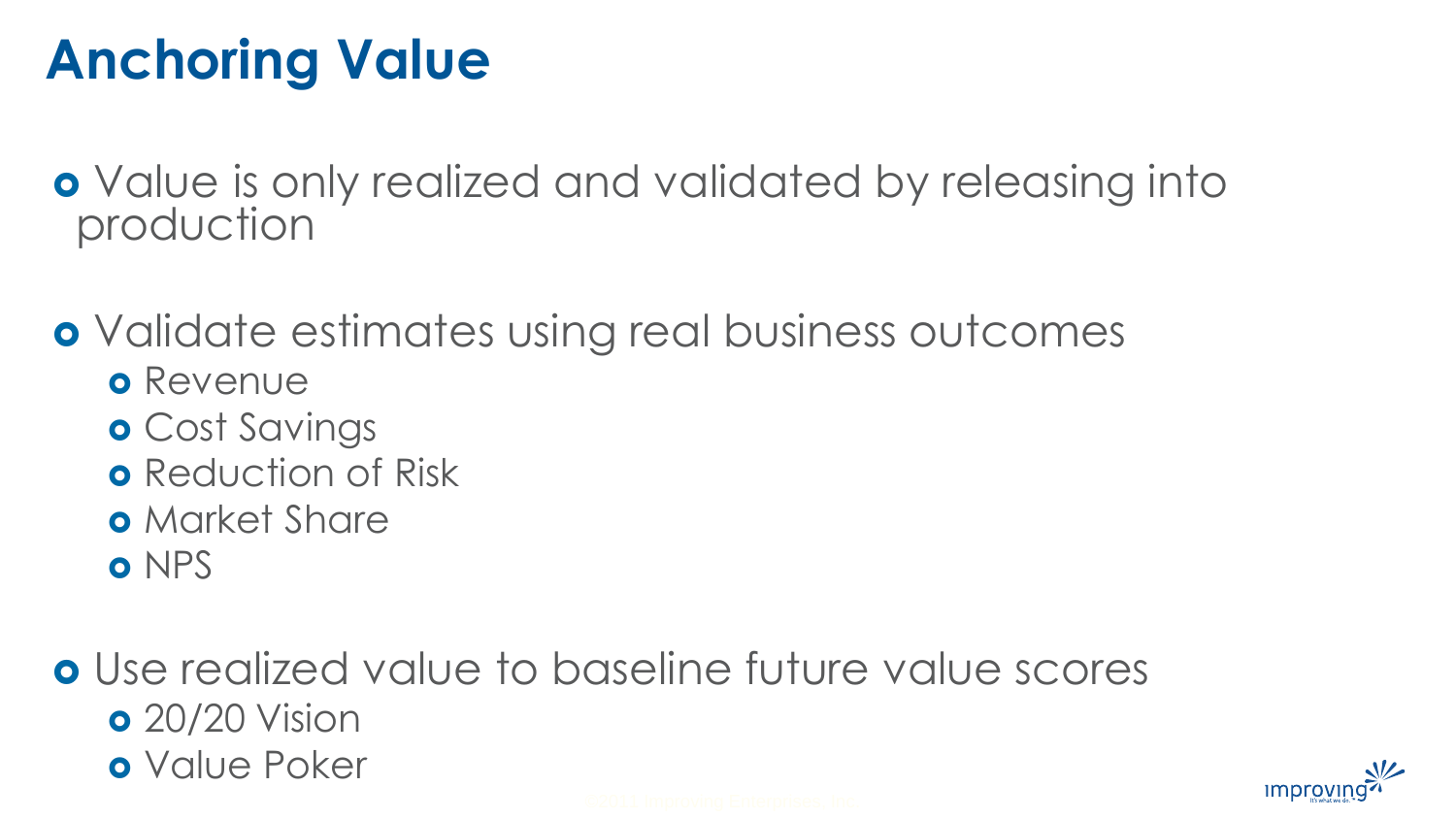# Anchoring Value

- Value is only realized and validated by releasing into production

- Validate estimates using real business outcomes
  - Revenue
  - Cost Savings
  - Reduction of Risk
  - Market Share
  - NPS

- Use realized value to baseline future value scores
  - 20/20 Vision
  - Value Poker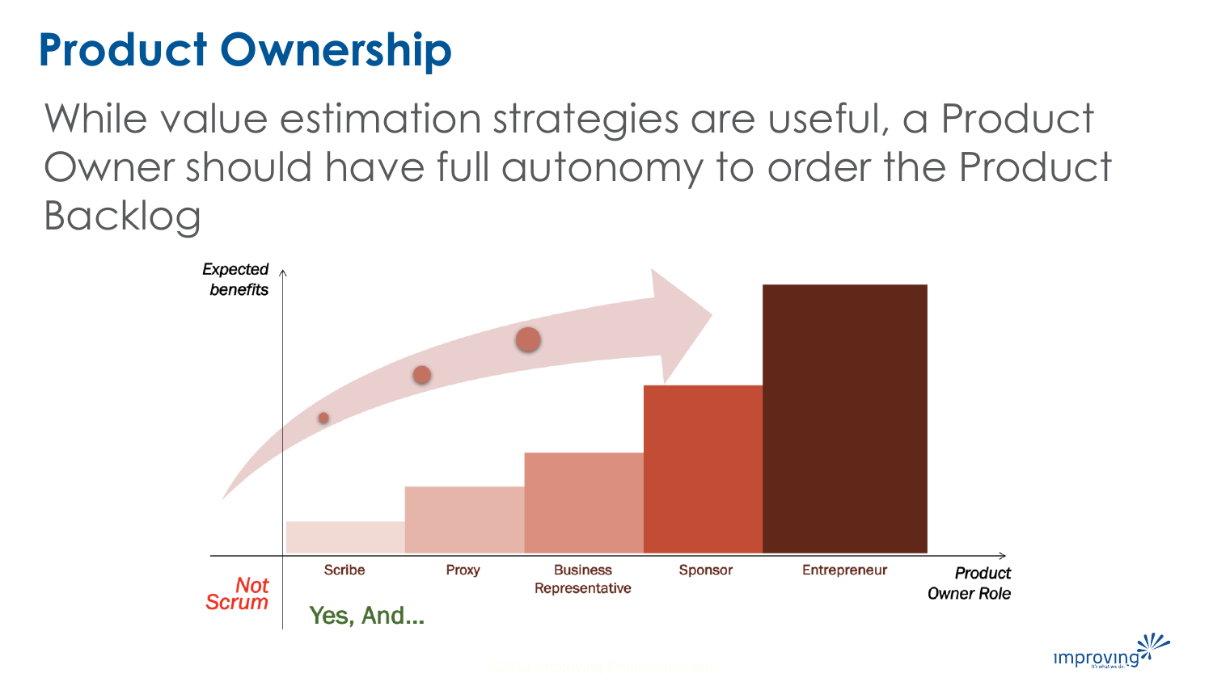# Product Ownership

While value estimation strategies are useful, a Product Owner should have full autonomy to order the Product Backlog

Expected benefits

Scribe | Proxy | Business Representative | Sponsor | Entrepreneur

Product Owner Role

Not Scrum

Yes, And...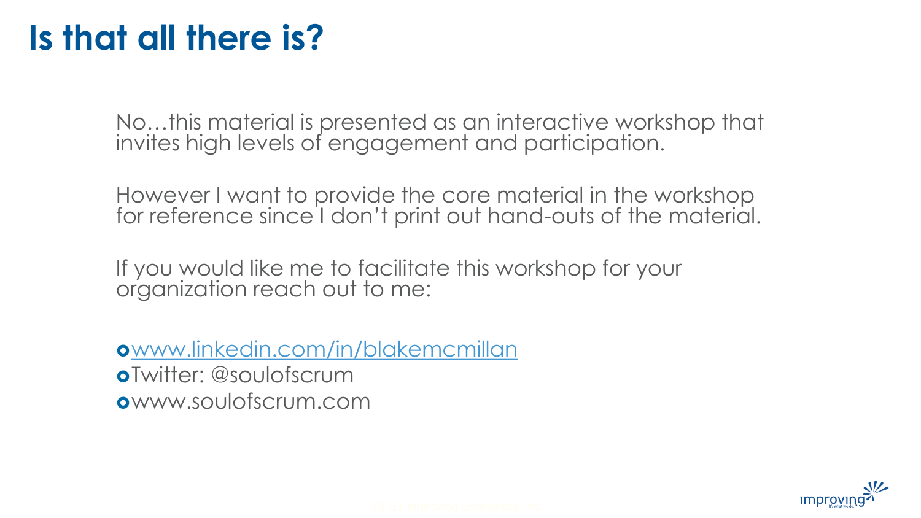# Is that all there is?

No…this material is presented as an interactive workshop that invites high levels of engagement and participation.

However I want to provide the core material in the workshop for reference since I don't print out hand-outs of the material.

If you would like me to facilitate this workshop for your organization reach out to me:

- www.linkedin.com/in/blakemcmillan
- Twitter: @soulofscrum
- www.soulofscrum.com